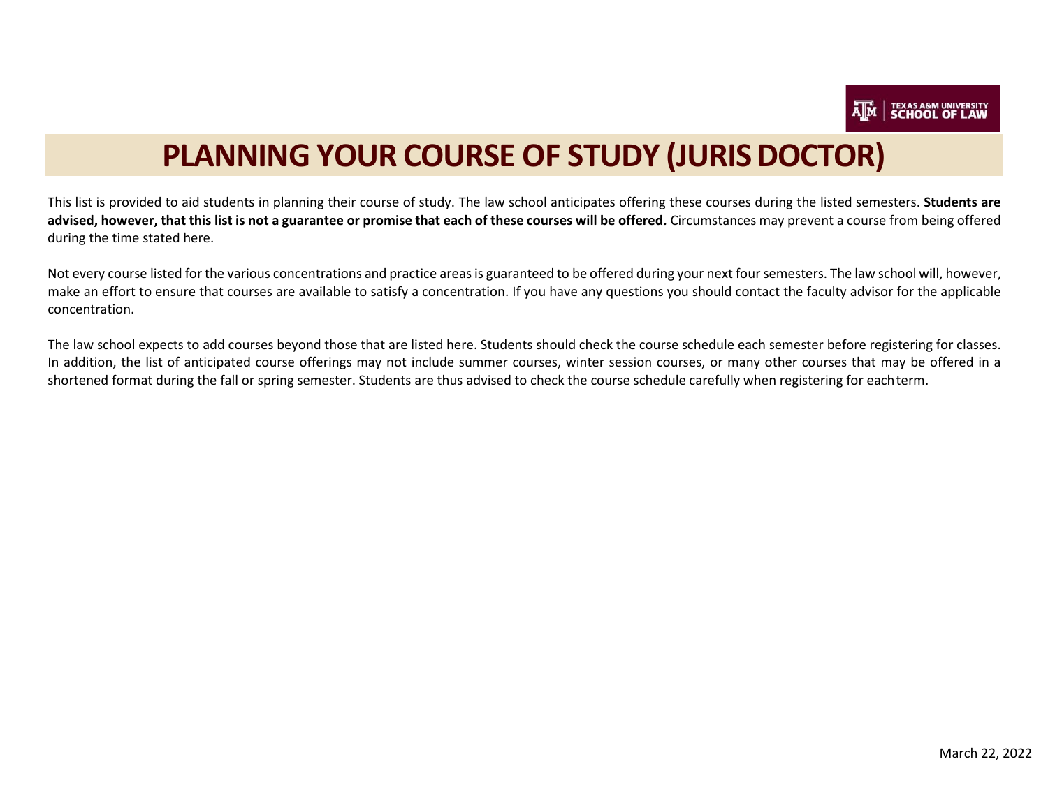TEXAS A&M UNIVERSITY SCHOOL OF LAW

# PLANNING YOUR COURSE OF STUDY (JURIS DOCTOR)

This list is provided to aid students in planning their course of study. The law school anticipates offering these courses during the listed semesters. **Students are advised, however, that this list is not a guarantee or promise that each of these courses will be offered.** Circumstances may prevent a course from being offered during the time stated here.

Not every course listed for the various concentrations and practice areas is guaranteed to be offered during your next four semesters. The law school will, however, make an effort to ensure that courses are available to satisfy a concentration. If you have any questions you should contact the faculty advisor for the applicable concentration.

The law school expects to add courses beyond those that are listed here. Students should check the course schedule each semester before registering for classes. In addition, the list of anticipated course offerings may not include summer courses, winter session courses, or many other courses that may be offered in a shortened format during the fall or spring semester. Students are thus advised to check the course schedule carefully when registering for each term.

March 22, 2022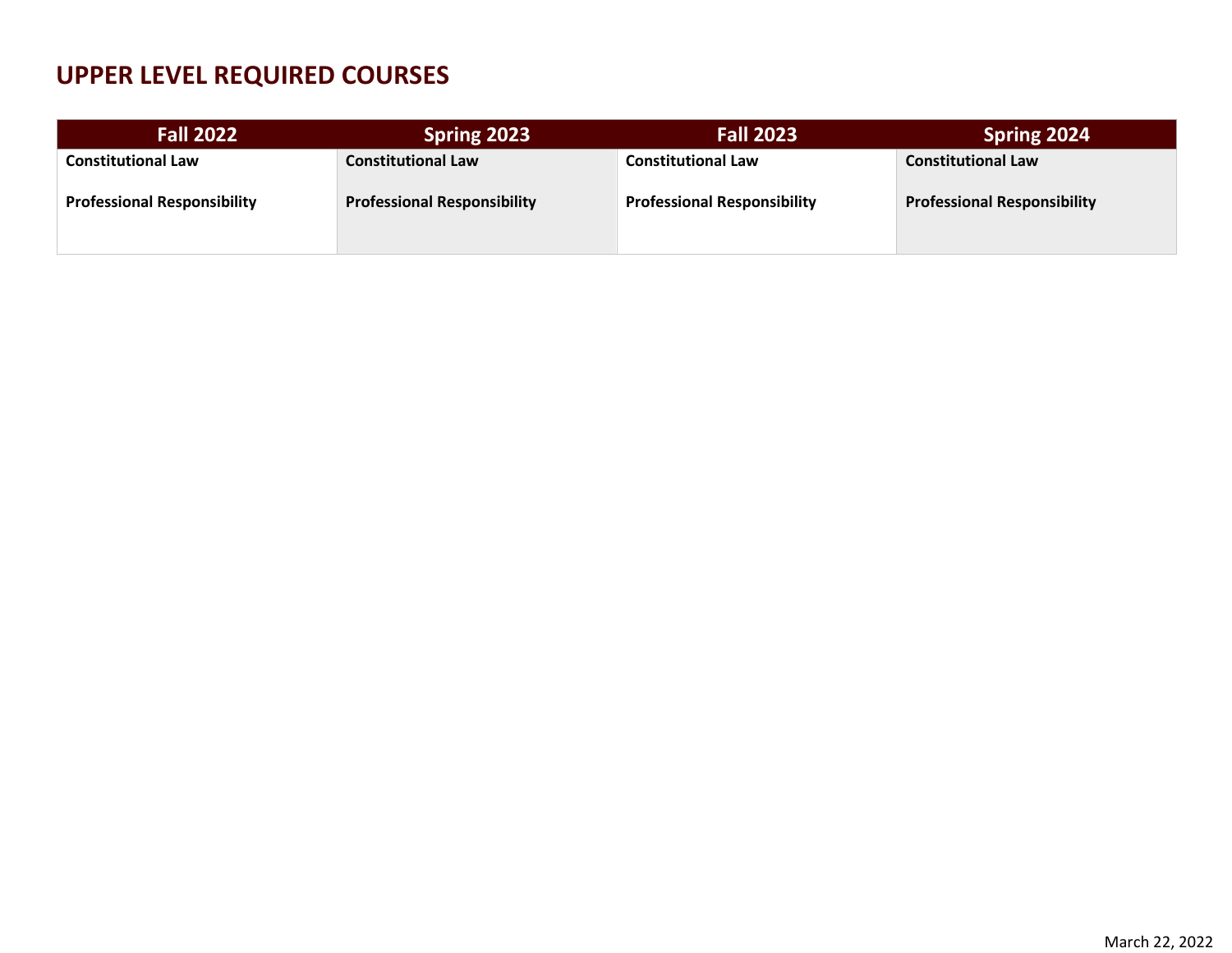# UPPER LEVEL REQUIRED COURSES

| Fall 2022 | Spring 2023 | Fall 2023 | Spring 2024 |
|---|---|---|---|
| **Constitutional Law**<br><br>**Professional Responsibility** | **Constitutional Law**<br><br>**Professional Responsibility** | **Constitutional Law**<br><br>**Professional Responsibility** | **Constitutional Law**<br><br>**Professional Responsibility** |

March 22, 2022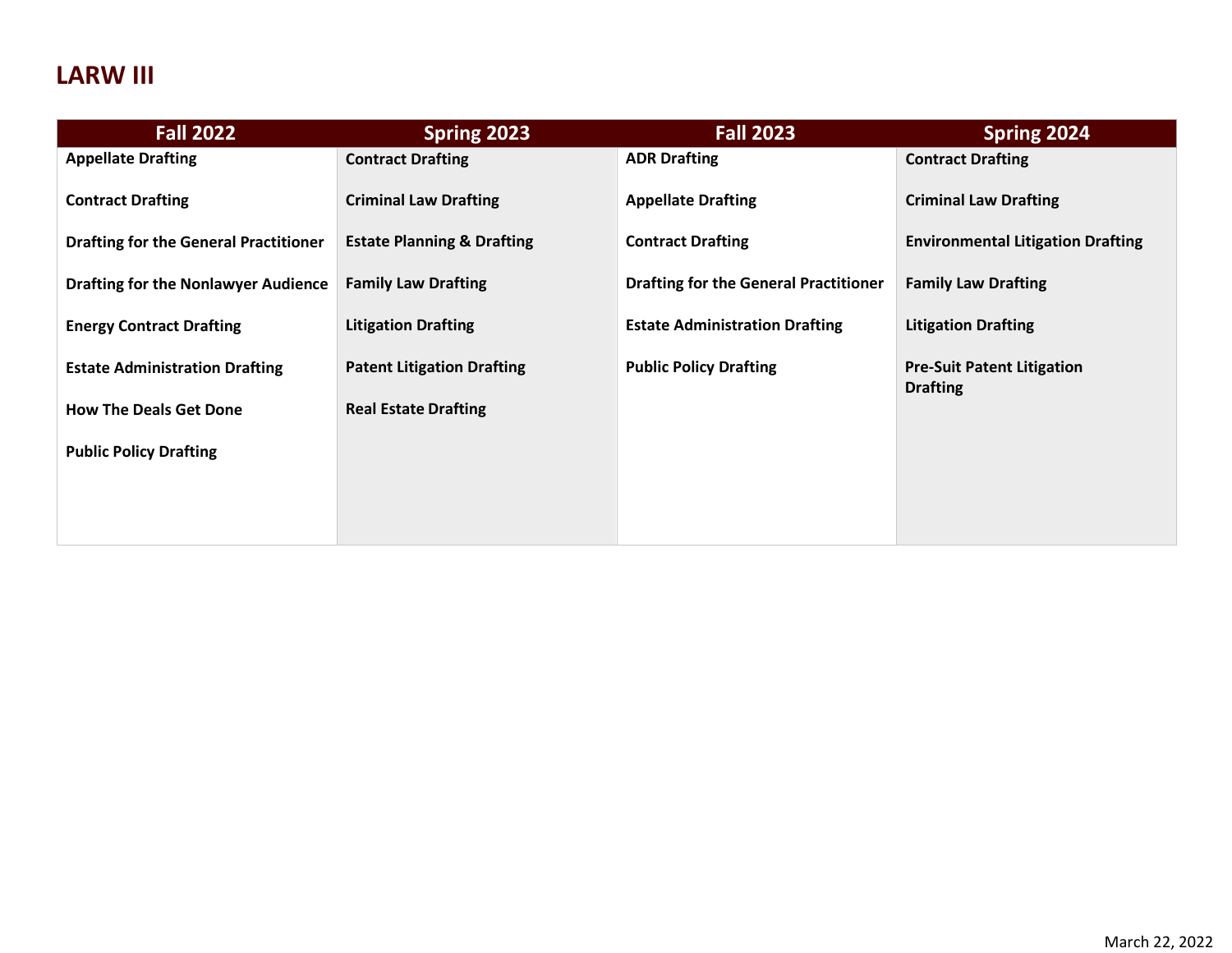## LARW III

| Fall 2022 | Spring 2023 | Fall 2023 | Spring 2024 |
| --- | --- | --- | --- |
| **Appellate Drafting** | **Contract Drafting** | **ADR Drafting** | **Contract Drafting** |
| **Contract Drafting** | **Criminal Law Drafting** | **Appellate Drafting** | **Criminal Law Drafting** |
| **Drafting for the General Practitioner** | **Estate Planning & Drafting** | **Contract Drafting** | **Environmental Litigation Drafting** |
| **Drafting for the Nonlawyer Audience** | **Family Law Drafting** | **Drafting for the General Practitioner** | **Family Law Drafting** |
| **Energy Contract Drafting** | **Litigation Drafting** | **Estate Administration Drafting** | **Litigation Drafting** |
| **Estate Administration Drafting** | **Patent Litigation Drafting** | **Public Policy Drafting** | **Pre-Suit Patent Litigation Drafting** |
| **How The Deals Get Done** | **Real Estate Drafting** | | |
| **Public Policy Drafting** | | | |

March 22, 2022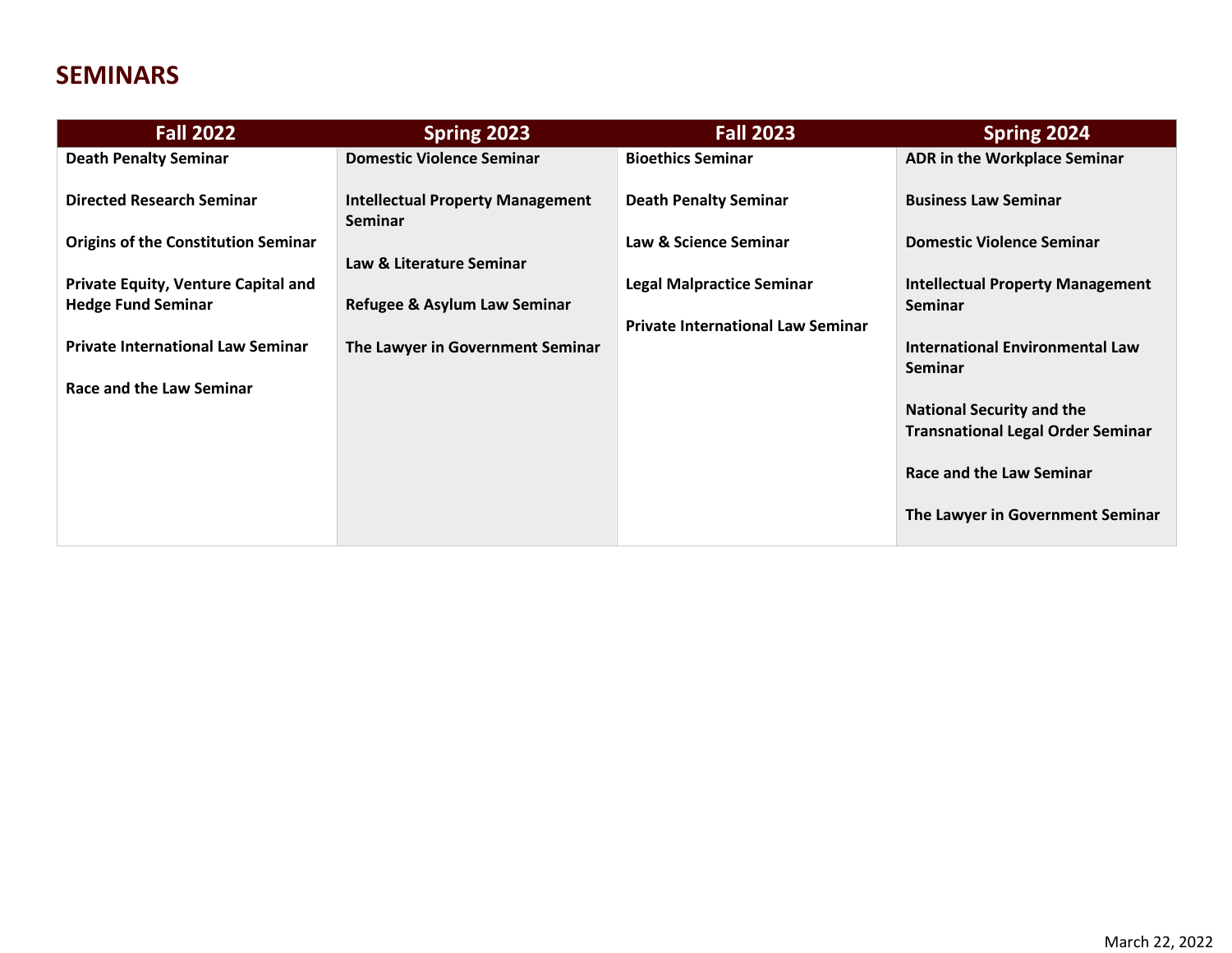# SEMINARS

| Fall 2022 | Spring 2023 | Fall 2023 | Spring 2024 |
|---|---|---|---|
| **Death Penalty Seminar** | **Domestic Violence Seminar** | **Bioethics Seminar** | **ADR in the Workplace Seminar** |
| **Directed Research Seminar** | **Intellectual Property Management Seminar** | **Death Penalty Seminar** | **Business Law Seminar** |
| **Origins of the Constitution Seminar** | **Law & Literature Seminar** | **Law & Science Seminar** | **Domestic Violence Seminar** |
| **Private Equity, Venture Capital and Hedge Fund Seminar** | **Refugee & Asylum Law Seminar** | **Legal Malpractice Seminar** | **Intellectual Property Management Seminar** |
| **Private International Law Seminar** | **The Lawyer in Government Seminar** | **Private International Law Seminar** | **International Environmental Law Seminar** |
| **Race and the Law Seminar** | | | **National Security and the Transnational Legal Order Seminar** |
| | | | **Race and the Law Seminar** |
| | | | **The Lawyer in Government Seminar** |

March 22, 2022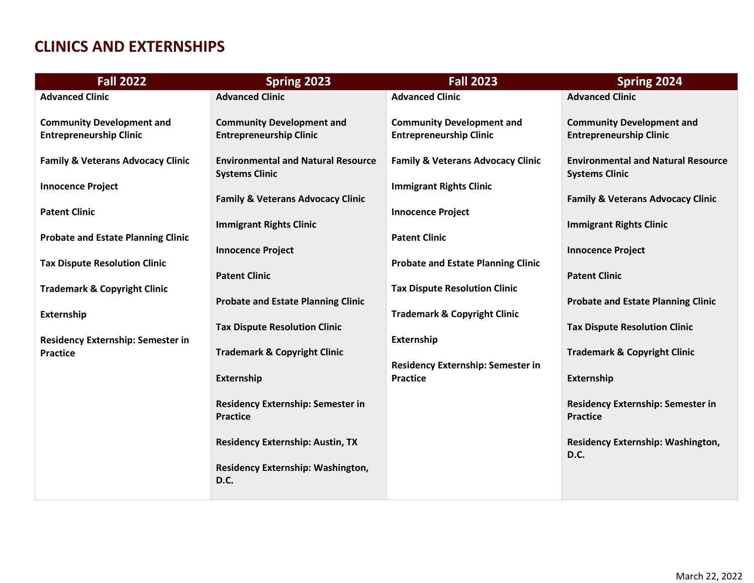# CLINICS AND EXTERNSHIPS

| Fall 2022 | Spring 2023 | Fall 2023 | Spring 2024 |
|---|---|---|---|
| Advanced Clinic | Advanced Clinic | Advanced Clinic | Advanced Clinic |
| Community Development and Entrepreneurship Clinic | Community Development and Entrepreneurship Clinic | Community Development and Entrepreneurship Clinic | Community Development and Entrepreneurship Clinic |
| Family & Veterans Advocacy Clinic | Environmental and Natural Resource Systems Clinic | Family & Veterans Advocacy Clinic | Environmental and Natural Resource Systems Clinic |
| Innocence Project | Family & Veterans Advocacy Clinic | Immigrant Rights Clinic | Family & Veterans Advocacy Clinic |
| Patent Clinic | Immigrant Rights Clinic | Innocence Project | Immigrant Rights Clinic |
| Probate and Estate Planning Clinic | Innocence Project | Patent Clinic | Innocence Project |
| Tax Dispute Resolution Clinic | Patent Clinic | Probate and Estate Planning Clinic | Patent Clinic |
| Trademark & Copyright Clinic | Probate and Estate Planning Clinic | Tax Dispute Resolution Clinic | Probate and Estate Planning Clinic |
| Externship | Tax Dispute Resolution Clinic | Trademark & Copyright Clinic | Tax Dispute Resolution Clinic |
| Residency Externship: Semester in Practice | Trademark & Copyright Clinic | Externship | Trademark & Copyright Clinic |
| | Externship | Residency Externship: Semester in Practice | Externship |
| | Residency Externship: Semester in Practice | | Residency Externship: Semester in Practice |
| | Residency Externship: Austin, TX | | Residency Externship: Washington, D.C. |
| | Residency Externship: Washington, D.C. | | |

March 22, 2022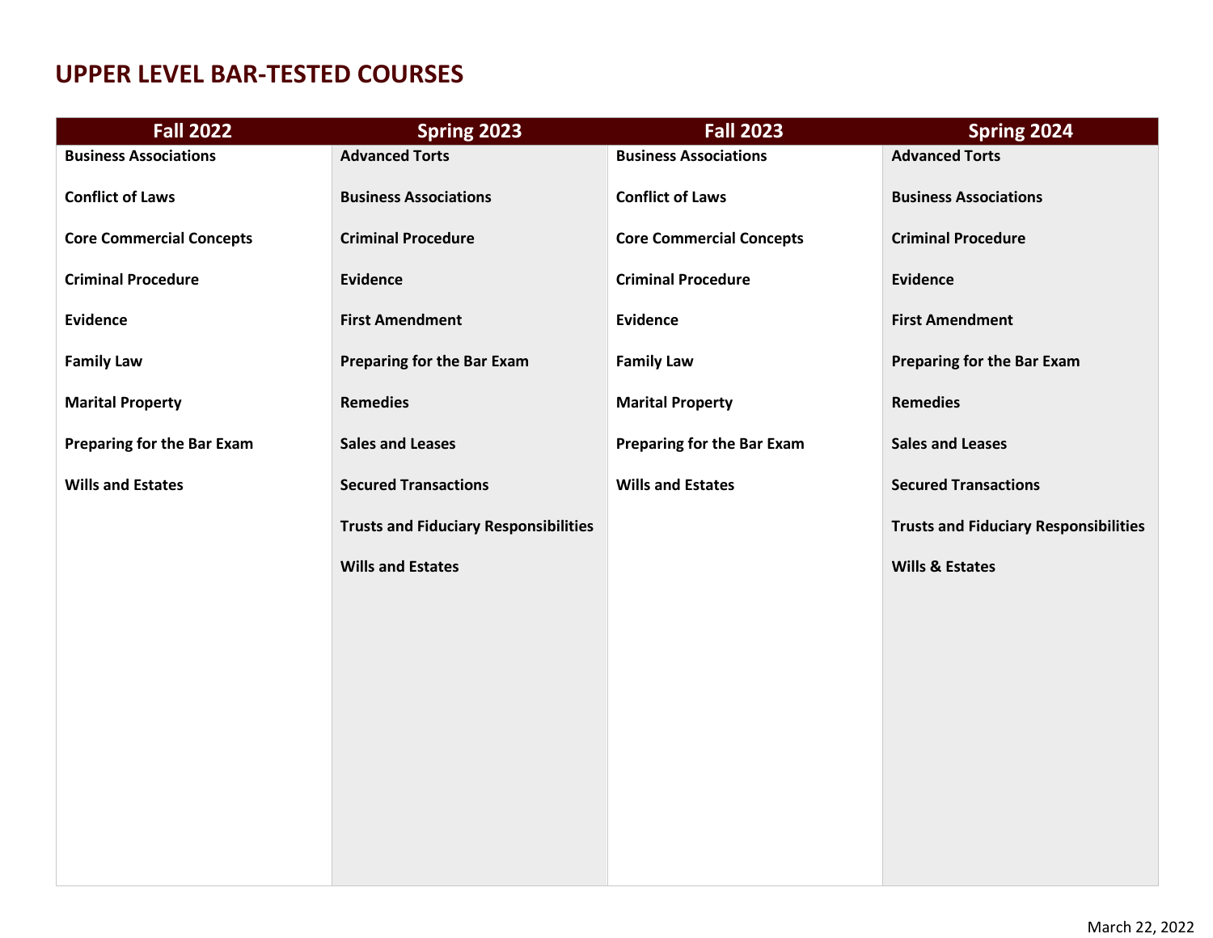# UPPER LEVEL BAR-TESTED COURSES

| Fall 2022 | Spring 2023 | Fall 2023 | Spring 2024 |
|---|---|---|---|
| Business Associations | Advanced Torts | Business Associations | Advanced Torts |
| Conflict of Laws | Business Associations | Conflict of Laws | Business Associations |
| Core Commercial Concepts | Criminal Procedure | Core Commercial Concepts | Criminal Procedure |
| Criminal Procedure | Evidence | Criminal Procedure | Evidence |
| Evidence | First Amendment | Evidence | First Amendment |
| Family Law | Preparing for the Bar Exam | Family Law | Preparing for the Bar Exam |
| Marital Property | Remedies | Marital Property | Remedies |
| Preparing for the Bar Exam | Sales and Leases | Preparing for the Bar Exam | Sales and Leases |
| Wills and Estates | Secured Transactions | Wills and Estates | Secured Transactions |
| | Trusts and Fiduciary Responsibilities | | Trusts and Fiduciary Responsibilities |
| | Wills and Estates | | Wills & Estates |

March 22, 2022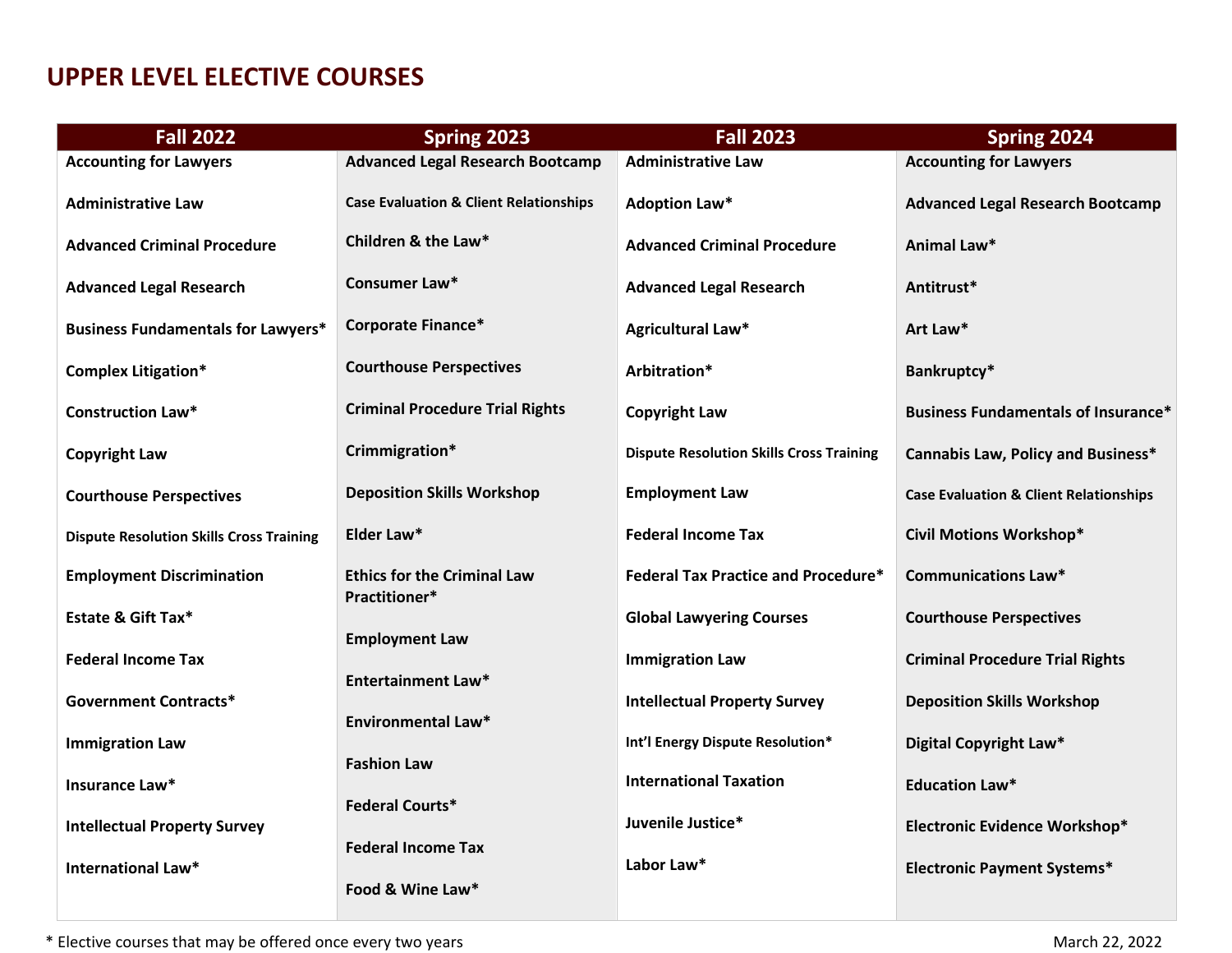# UPPER LEVEL ELECTIVE COURSES

| Fall 2022 | Spring 2023 | Fall 2023 | Spring 2024 |
|---|---|---|---|
| Accounting for Lawyers | Advanced Legal Research Bootcamp | Administrative Law | Accounting for Lawyers |
| Administrative Law | Case Evaluation & Client Relationships | Adoption Law* | Advanced Legal Research Bootcamp |
| Advanced Criminal Procedure | Children & the Law* | Advanced Criminal Procedure | Animal Law* |
| Advanced Legal Research | Consumer Law* | Advanced Legal Research | Antitrust* |
| Business Fundamentals for Lawyers* | Corporate Finance* | Agricultural Law* | Art Law* |
| Complex Litigation* | Courthouse Perspectives | Arbitration* | Bankruptcy* |
| Construction Law* | Criminal Procedure Trial Rights | Copyright Law | Business Fundamentals of Insurance* |
| Copyright Law | Crimmigration* | Dispute Resolution Skills Cross Training | Cannabis Law, Policy and Business* |
| Courthouse Perspectives | Deposition Skills Workshop | Employment Law | Case Evaluation & Client Relationships |
| Dispute Resolution Skills Cross Training | Elder Law* | Federal Income Tax | Civil Motions Workshop* |
| Employment Discrimination | Ethics for the Criminal Law Practitioner* | Federal Tax Practice and Procedure* | Communications Law* |
| Estate & Gift Tax* | Employment Law | Global Lawyering Courses | Courthouse Perspectives |
| Federal Income Tax | Entertainment Law* | Immigration Law | Criminal Procedure Trial Rights |
| Government Contracts* | Environmental Law* | Intellectual Property Survey | Deposition Skills Workshop |
| Immigration Law | Fashion Law | Int'l Energy Dispute Resolution* | Digital Copyright Law* |
| Insurance Law* | Federal Courts* | International Taxation | Education Law* |
| Intellectual Property Survey | Federal Income Tax | Juvenile Justice* | Electronic Evidence Workshop* |
| International Law* | Food & Wine Law* | Labor Law* | Electronic Payment Systems* |

* Elective courses that may be offered once every two years

March 22, 2022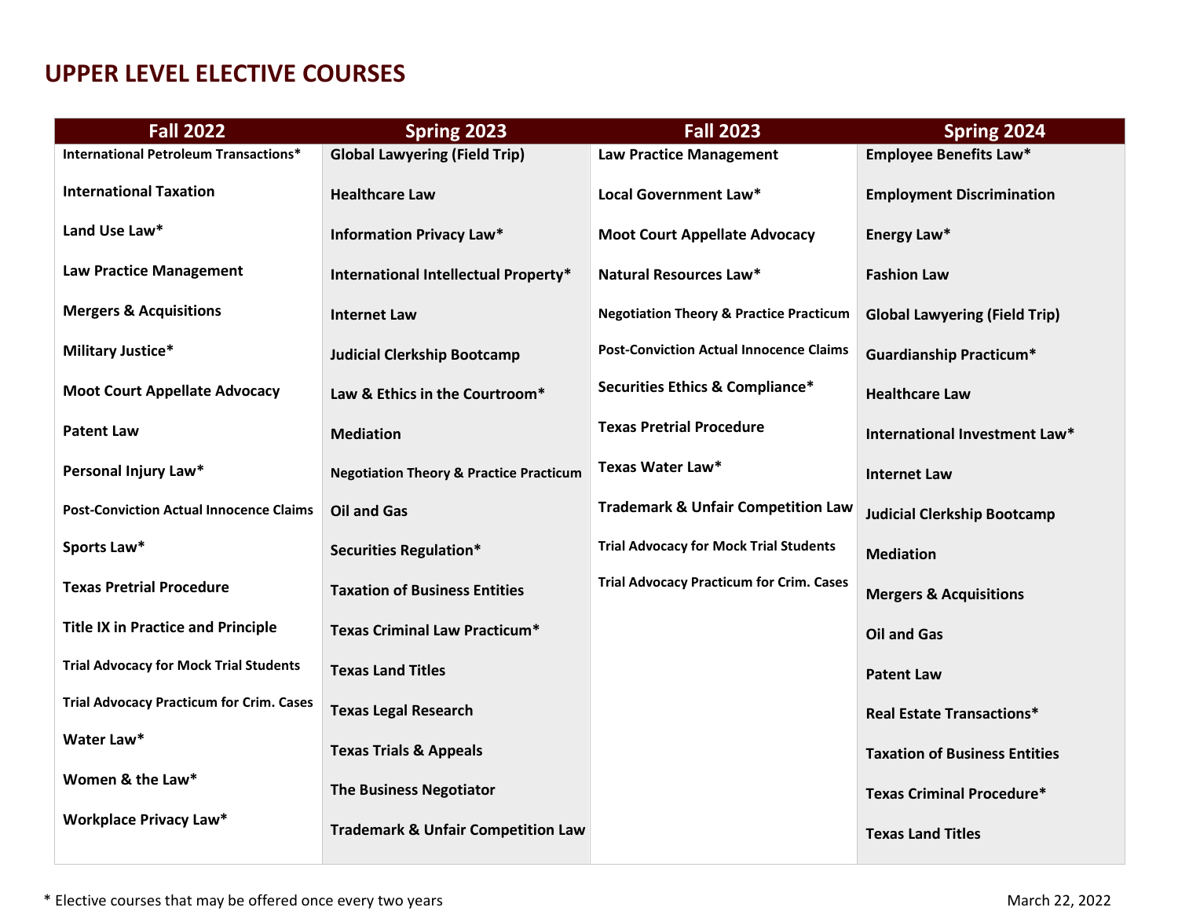# UPPER LEVEL ELECTIVE COURSES

| Fall 2022 | Spring 2023 | Fall 2023 | Spring 2024 |
|---|---|---|---|
| International Petroleum Transactions* | Global Lawyering (Field Trip) | Law Practice Management | Employee Benefits Law* |
| International Taxation | Healthcare Law | Local Government Law* | Employment Discrimination |
| Land Use Law* | Information Privacy Law* | Moot Court Appellate Advocacy | Energy Law* |
| Law Practice Management | International Intellectual Property* | Natural Resources Law* | Fashion Law |
| Mergers & Acquisitions | Internet Law | Negotiation Theory & Practice Practicum | Global Lawyering (Field Trip) |
| Military Justice* | Judicial Clerkship Bootcamp | Post-Conviction Actual Innocence Claims | Guardianship Practicum* |
| Moot Court Appellate Advocacy | Law & Ethics in the Courtroom* | Securities Ethics & Compliance* | Healthcare Law |
| Patent Law | Mediation | Texas Pretrial Procedure | International Investment Law* |
| Personal Injury Law* | Negotiation Theory & Practice Practicum | Texas Water Law* | Internet Law |
| Post-Conviction Actual Innocence Claims | Oil and Gas | Trademark & Unfair Competition Law | Judicial Clerkship Bootcamp |
| Sports Law* | Securities Regulation* | Trial Advocacy for Mock Trial Students | Mediation |
| Texas Pretrial Procedure | Taxation of Business Entities | Trial Advocacy Practicum for Crim. Cases | Mergers & Acquisitions |
| Title IX in Practice and Principle | Texas Criminal Law Practicum* | | Oil and Gas |
| Trial Advocacy for Mock Trial Students | Texas Land Titles | | Patent Law |
| Trial Advocacy Practicum for Crim. Cases | Texas Legal Research | | Real Estate Transactions* |
| Water Law* | Texas Trials & Appeals | | Taxation of Business Entities |
| Women & the Law* | The Business Negotiator | | Texas Criminal Procedure* |
| Workplace Privacy Law* | Trademark & Unfair Competition Law | | Texas Land Titles |

* Elective courses that may be offered once every two years

March 22, 2022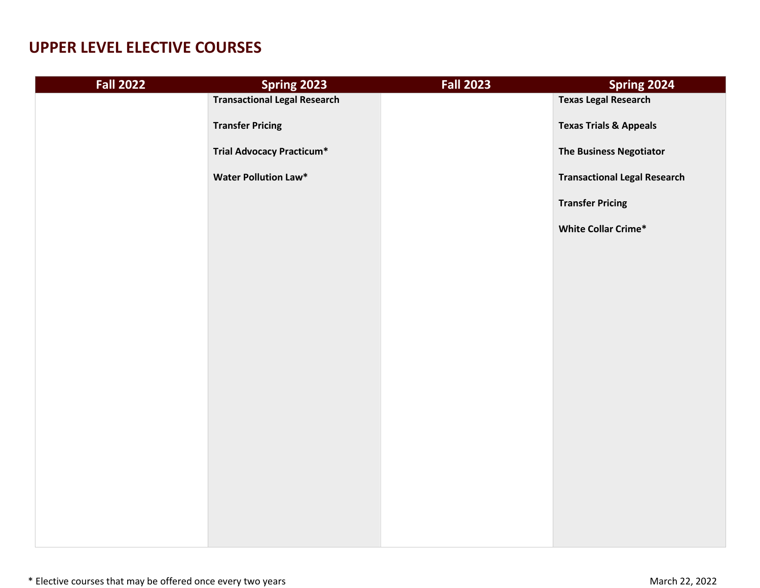## UPPER LEVEL ELECTIVE COURSES

| Fall 2022 | Spring 2023 | Fall 2023 | Spring 2024 |
|---|---|---|---|
| | **Transactional Legal Research** | | **Texas Legal Research** |
| | **Transfer Pricing** | | **Texas Trials & Appeals** |
| | **Trial Advocacy Practicum*** | | **The Business Negotiator** |
| | **Water Pollution Law*** | | **Transactional Legal Research** |
| | | | **Transfer Pricing** |
| | | | **White Collar Crime*** |

* Elective courses that may be offered once every two years

March 22, 2022